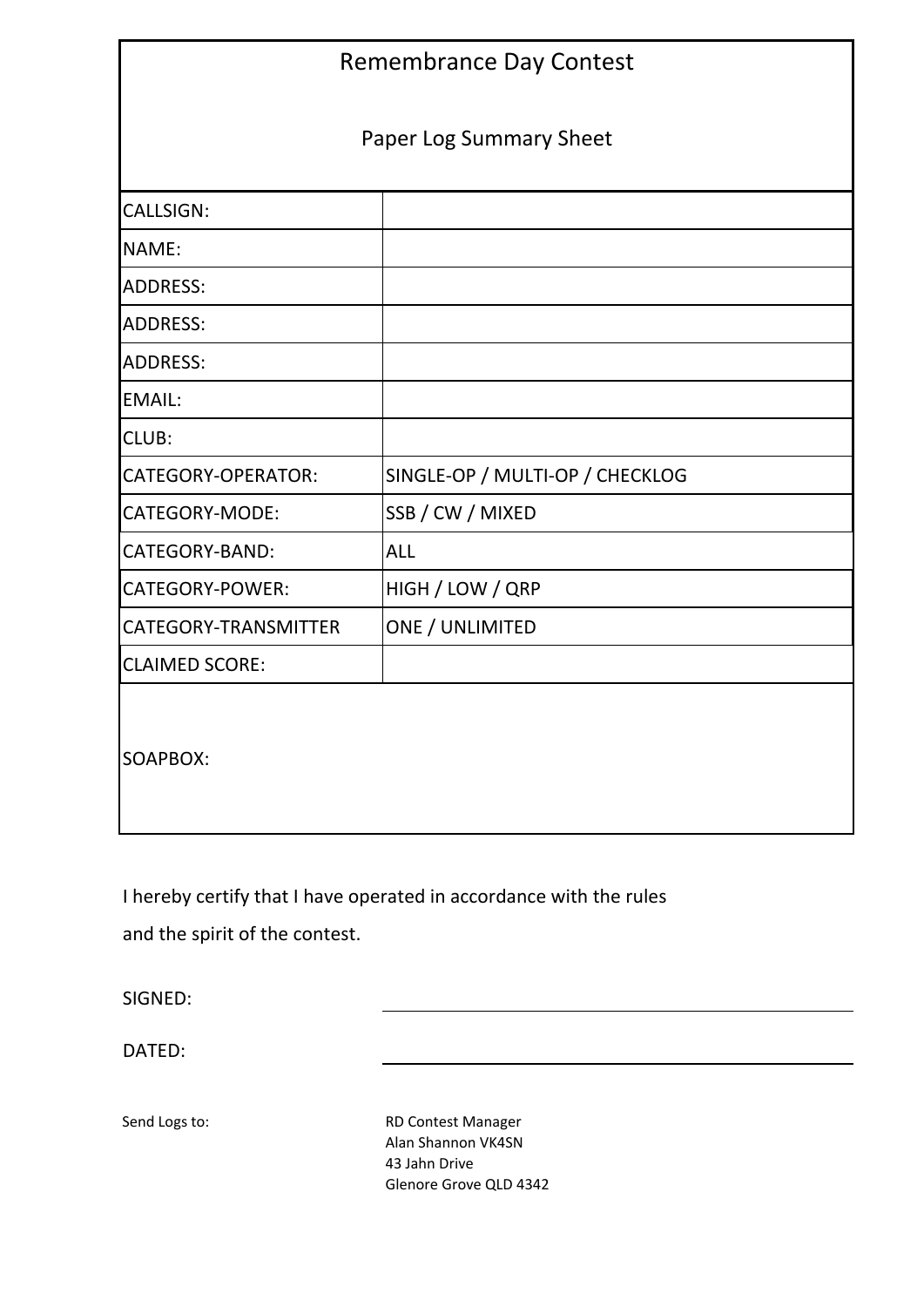# Remembrance Day Contest

## Paper Log Summary Sheet

| | |
|---|---|
| CALLSIGN: | |
| NAME: | |
| ADDRESS: | |
| ADDRESS: | |
| ADDRESS: | |
| EMAIL: | |
| CLUB: | |
| CATEGORY-OPERATOR: | SINGLE-OP / MULTI-OP / CHECKLOG |
| CATEGORY-MODE: | SSB / CW / MIXED |
| CATEGORY-BAND: | ALL |
| CATEGORY-POWER: | HIGH / LOW / QRP |
| CATEGORY-TRANSMITTER | ONE / UNLIMITED |
| CLAIMED SCORE: | |
| SOAPBOX: | |

I hereby certify that I have operated in accordance with the rules and the spirit of the contest.

SIGNED: ______________________________

DATED: ______________________________

Send Logs to:

RD Contest Manager
Alan Shannon VK4SN
43 Jahn Drive
Glenore Grove QLD 4342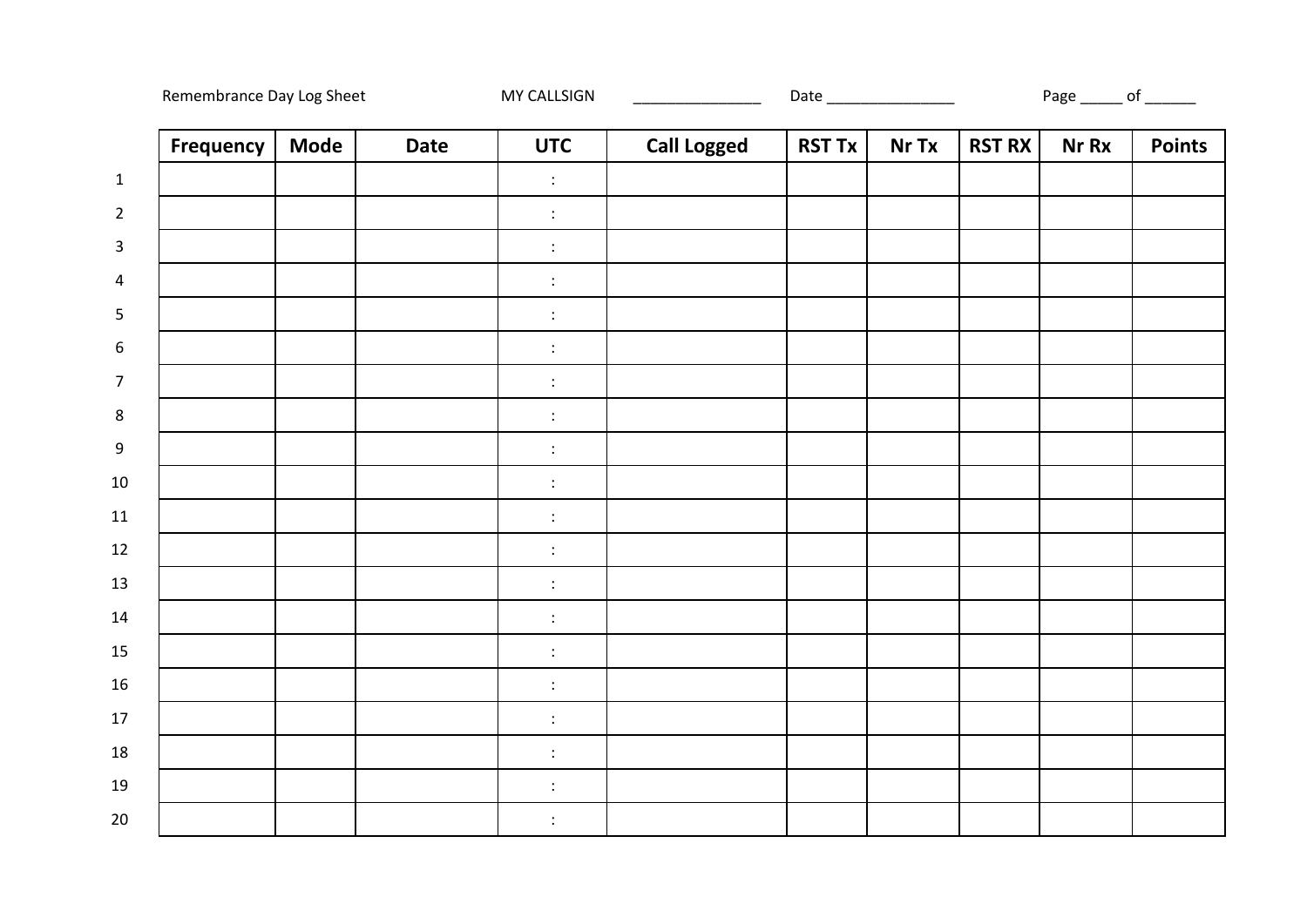Remembrance Day Log Sheet MY CALLSIGN _______________ Date _______________ Page _____ of ______

| | Frequency | Mode | Date | UTC | Call Logged | RST Tx | Nr Tx | RST RX | Nr Rx | Points |
|---|---|---|---|---|---|---|---|---|---|---|
| 1 | | | | : | | | | | | |
| 2 | | | | : | | | | | | |
| 3 | | | | : | | | | | | |
| 4 | | | | : | | | | | | |
| 5 | | | | : | | | | | | |
| 6 | | | | : | | | | | | |
| 7 | | | | : | | | | | | |
| 8 | | | | : | | | | | | |
| 9 | | | | : | | | | | | |
| 10 | | | | : | | | | | | |
| 11 | | | | : | | | | | | |
| 12 | | | | : | | | | | | |
| 13 | | | | : | | | | | | |
| 14 | | | | : | | | | | | |
| 15 | | | | : | | | | | | |
| 16 | | | | : | | | | | | |
| 17 | | | | : | | | | | | |
| 18 | | | | : | | | | | | |
| 19 | | | | : | | | | | | |
| 20 | | | | : | | | | | | |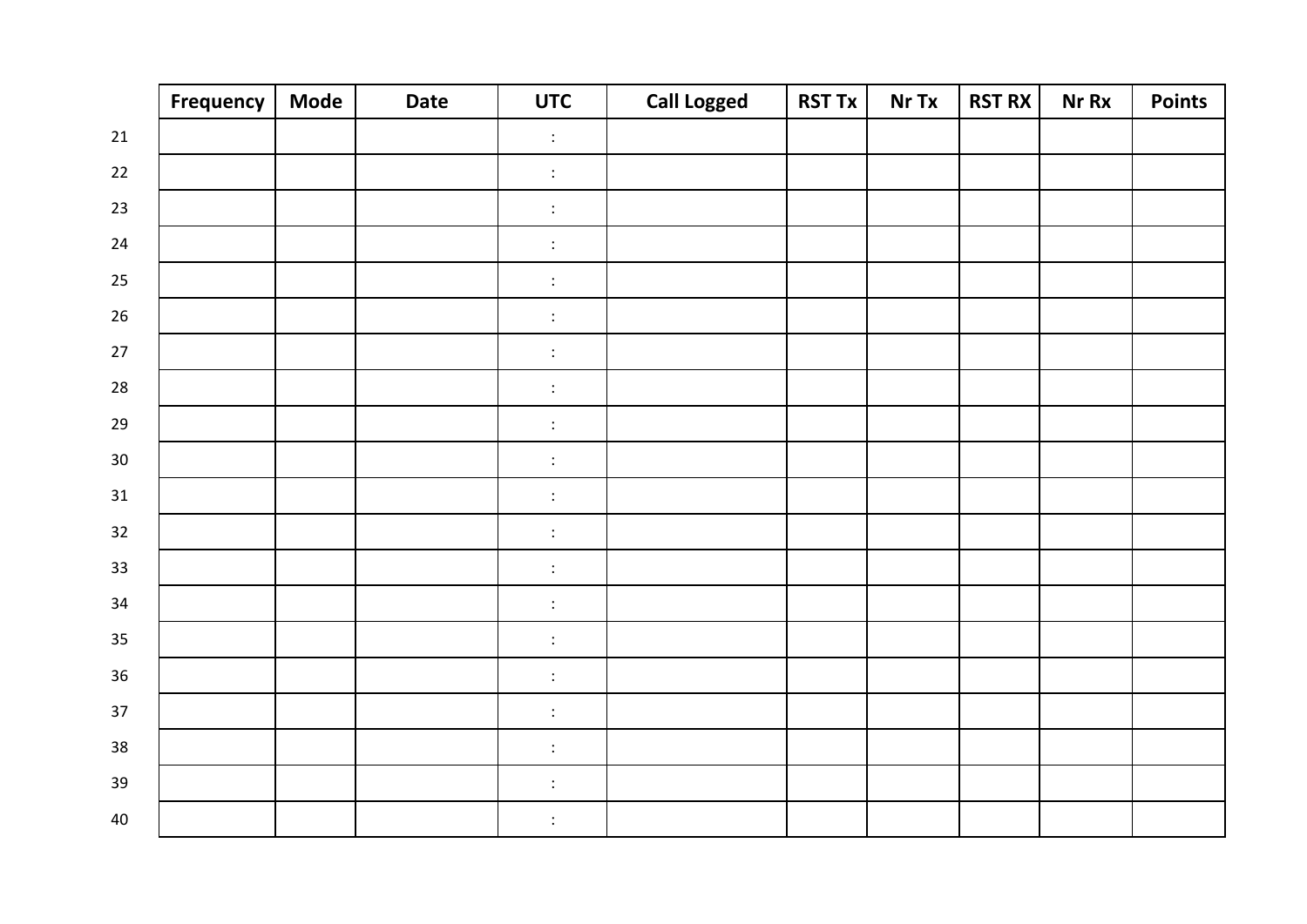| | Frequency | Mode | Date | UTC | Call Logged | RST Tx | Nr Tx | RST RX | Nr Rx | Points |
|---|---|---|---|---|---|---|---|---|---|---|
| 21 | | | | : | | | | | | |
| 22 | | | | : | | | | | | |
| 23 | | | | : | | | | | | |
| 24 | | | | : | | | | | | |
| 25 | | | | : | | | | | | |
| 26 | | | | : | | | | | | |
| 27 | | | | : | | | | | | |
| 28 | | | | : | | | | | | |
| 29 | | | | : | | | | | | |
| 30 | | | | : | | | | | | |
| 31 | | | | : | | | | | | |
| 32 | | | | : | | | | | | |
| 33 | | | | : | | | | | | |
| 34 | | | | : | | | | | | |
| 35 | | | | : | | | | | | |
| 36 | | | | : | | | | | | |
| 37 | | | | : | | | | | | |
| 38 | | | | : | | | | | | |
| 39 | | | | : | | | | | | |
| 40 | | | | : | | | | | | |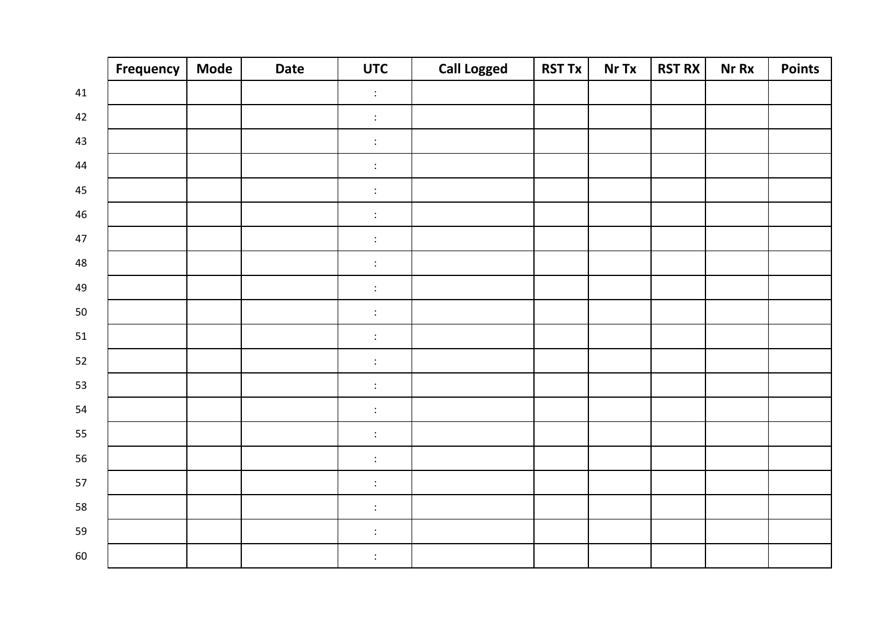| | Frequency | Mode | Date | UTC | Call Logged | RST Tx | Nr Tx | RST RX | Nr Rx | Points |
|---|---|---|---|---|---|---|---|---|---|---|
| 41 | | | | : | | | | | | |
| 42 | | | | : | | | | | | |
| 43 | | | | : | | | | | | |
| 44 | | | | : | | | | | | |
| 45 | | | | : | | | | | | |
| 46 | | | | : | | | | | | |
| 47 | | | | : | | | | | | |
| 48 | | | | : | | | | | | |
| 49 | | | | : | | | | | | |
| 50 | | | | : | | | | | | |
| 51 | | | | : | | | | | | |
| 52 | | | | : | | | | | | |
| 53 | | | | : | | | | | | |
| 54 | | | | : | | | | | | |
| 55 | | | | : | | | | | | |
| 56 | | | | : | | | | | | |
| 57 | | | | : | | | | | | |
| 58 | | | | : | | | | | | |
| 59 | | | | : | | | | | | |
| 60 | | | | : | | | | | | |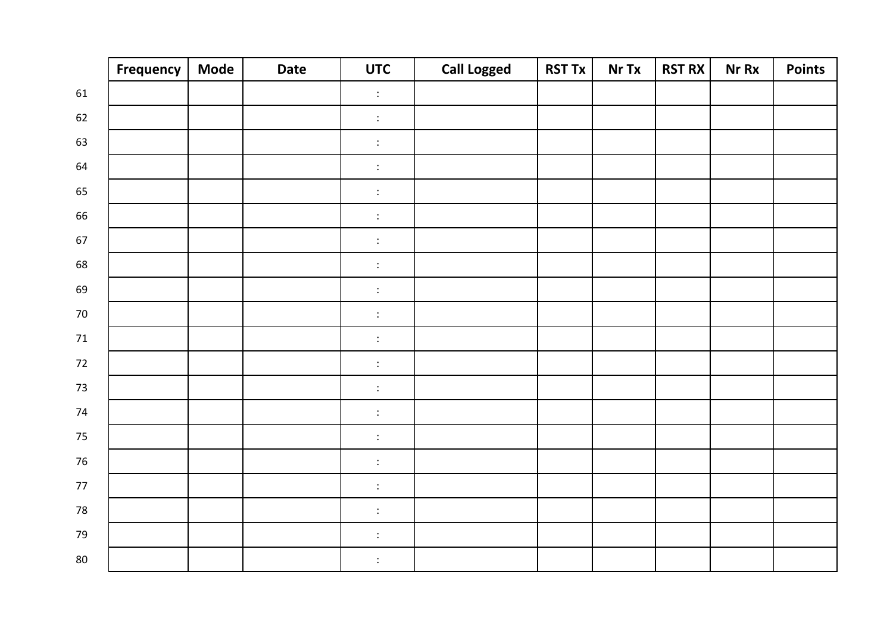| | Frequency | Mode | Date | UTC | Call Logged | RST Tx | Nr Tx | RST RX | Nr Rx | Points |
|---|---|---|---|---|---|---|---|---|---|---|
| 61 | | | | : | | | | | | |
| 62 | | | | : | | | | | | |
| 63 | | | | : | | | | | | |
| 64 | | | | : | | | | | | |
| 65 | | | | : | | | | | | |
| 66 | | | | : | | | | | | |
| 67 | | | | : | | | | | | |
| 68 | | | | : | | | | | | |
| 69 | | | | : | | | | | | |
| 70 | | | | : | | | | | | |
| 71 | | | | : | | | | | | |
| 72 | | | | : | | | | | | |
| 73 | | | | : | | | | | | |
| 74 | | | | : | | | | | | |
| 75 | | | | : | | | | | | |
| 76 | | | | : | | | | | | |
| 77 | | | | : | | | | | | |
| 78 | | | | : | | | | | | |
| 79 | | | | : | | | | | | |
| 80 | | | | : | | | | | | |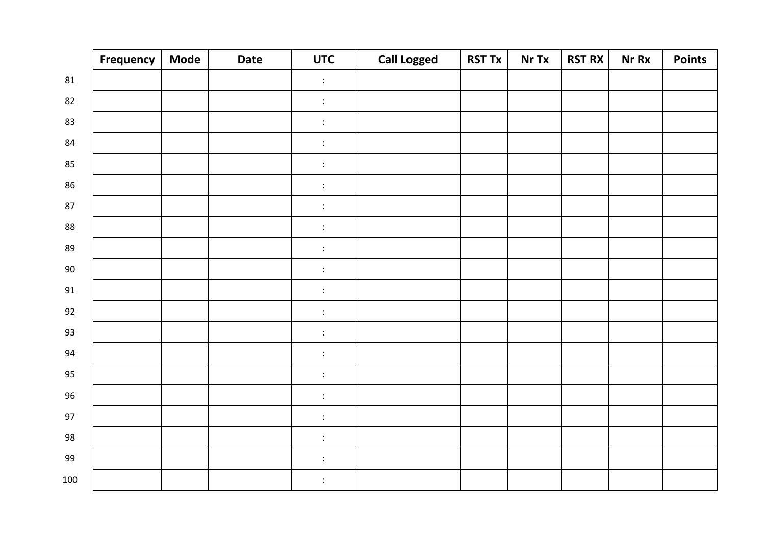| | Frequency | Mode | Date | UTC | Call Logged | RST Tx | Nr Tx | RST RX | Nr Rx | Points |
|---|---|---|---|---|---|---|---|---|---|---|
| 81 | | | | : | | | | | | |
| 82 | | | | : | | | | | | |
| 83 | | | | : | | | | | | |
| 84 | | | | : | | | | | | |
| 85 | | | | : | | | | | | |
| 86 | | | | : | | | | | | |
| 87 | | | | : | | | | | | |
| 88 | | | | : | | | | | | |
| 89 | | | | : | | | | | | |
| 90 | | | | : | | | | | | |
| 91 | | | | : | | | | | | |
| 92 | | | | : | | | | | | |
| 93 | | | | : | | | | | | |
| 94 | | | | : | | | | | | |
| 95 | | | | : | | | | | | |
| 96 | | | | : | | | | | | |
| 97 | | | | : | | | | | | |
| 98 | | | | : | | | | | | |
| 99 | | | | : | | | | | | |
| 100 | | | | : | | | | | | |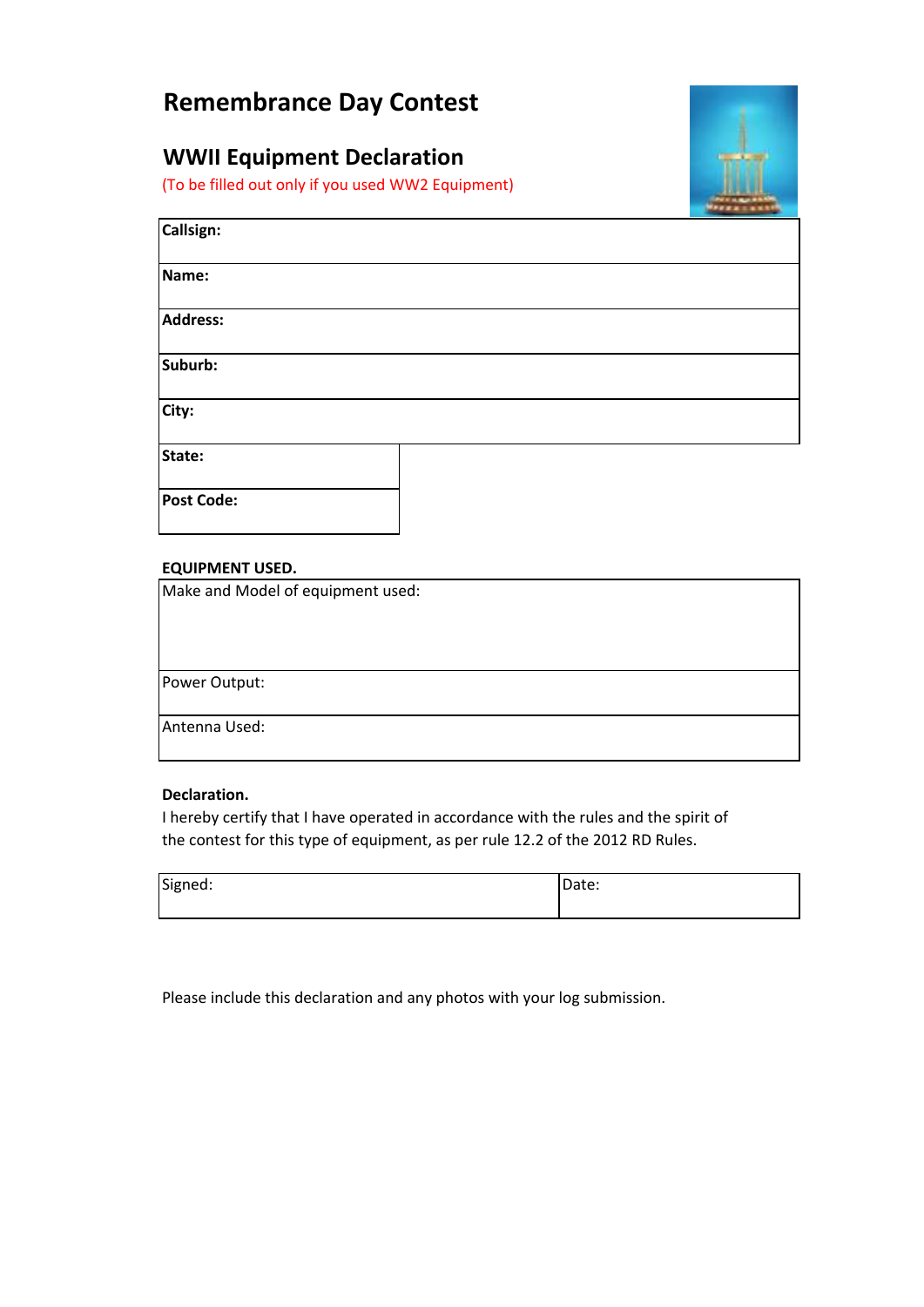# Remembrance Day Contest

## WWII Equipment Declaration

(To be filled out only if you used WW2 Equipment)

| | |
|---|---|
| **Callsign:** | |
| **Name:** | |
| **Address:** | |
| **Suburb:** | |
| **City:** | |
| **State:** | |
| **Post Code:** | |

**EQUIPMENT USED.**

| | |
|---|---|
| Make and Model of equipment used: | |
| Power Output: | |
| Antenna Used: | |

**Declaration.**

I hereby certify that I have operated in accordance with the rules and the spirit of the contest for this type of equipment, as per rule 12.2 of the 2012 RD Rules.

| | |
|---|---|
| Signed: | Date: |

Please include this declaration and any photos with your log submission.